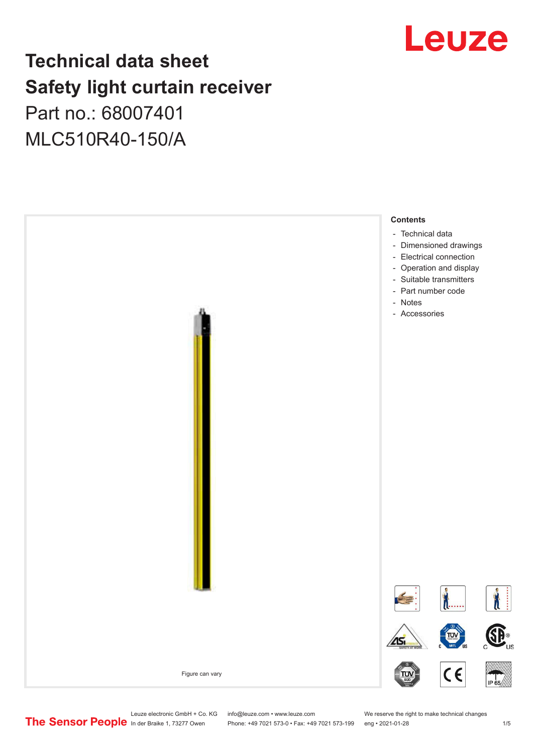# Technical data sheet
# Safety light curtain receiver
## Part no.: 68007401
## MLC510R40-150/A

Figure can vary

**Contents**

- Technical data
- Dimensioned drawings
- Electrical connection
- Operation and display
- Suitable transmitters
- Part number code
- Notes
- Accessories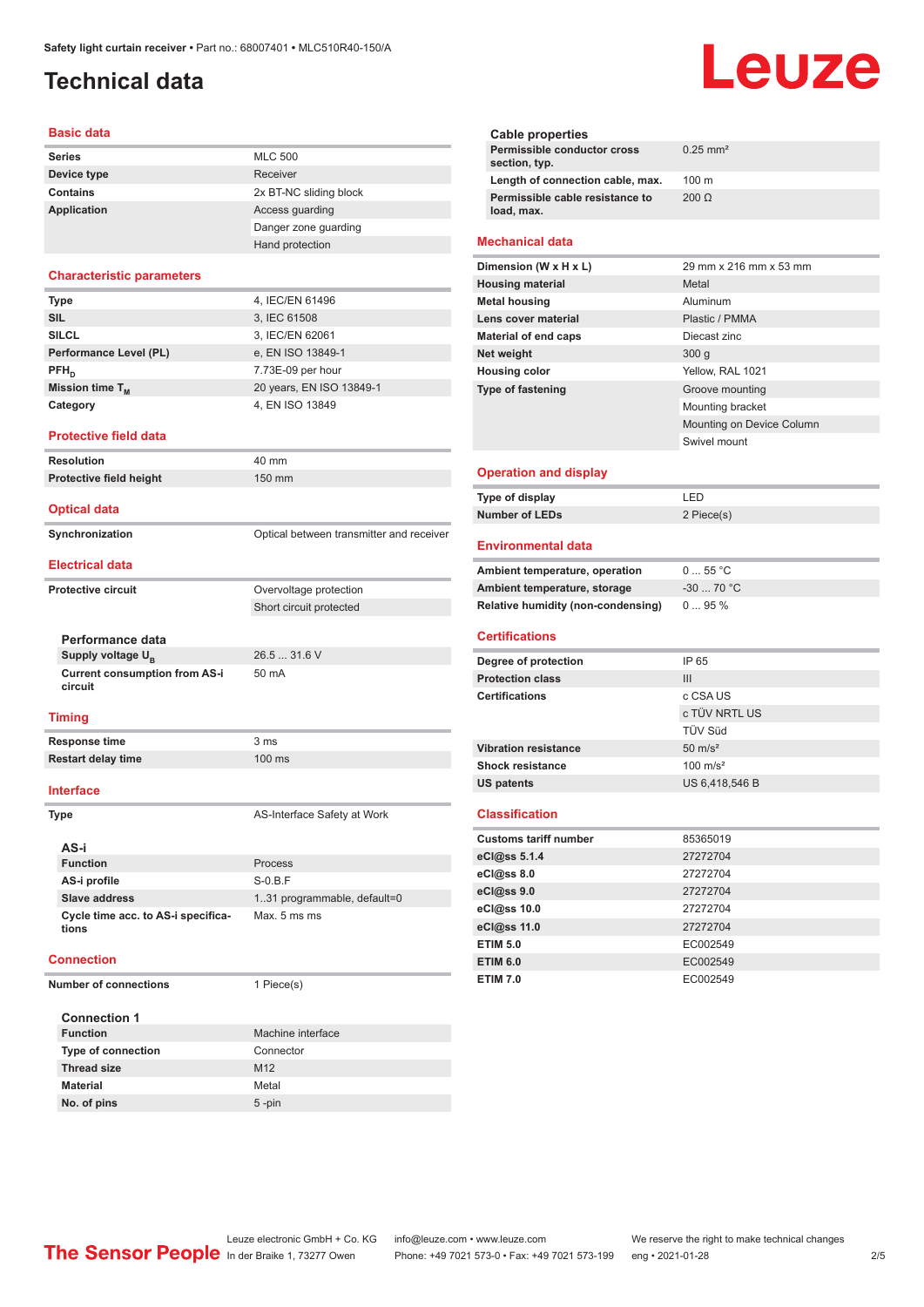Safety light curtain receiver • Part no.: 68007401 • MLC510R40-150/A

# Technical data

## Basic data

| | |
|---|---|
| Series | MLC 500 |
| Device type | Receiver |
| Contains | 2x BT-NC sliding block |
| Application | Access guarding |
| | Danger zone guarding |
| | Hand protection |

## Characteristic parameters

| | |
|---|---|
| Type | 4, IEC/EN 61496 |
| SIL | 3, IEC 61508 |
| SILCL | 3, IEC/EN 62061 |
| Performance Level (PL) | e, EN ISO 13849-1 |
| $PFH_D$ | 7.73E-09 per hour |
| Mission time $T_M$ | 20 years, EN ISO 13849-1 |
| Category | 4, EN ISO 13849 |

## Protective field data

| | |
|---|---|
| Resolution | 40 mm |
| Protective field height | 150 mm |

## Optical data

| | |
|---|---|
| Synchronization | Optical between transmitter and receiver |

## Electrical data

| | |
|---|---|
| Protective circuit | Overvoltage protection |
| | Short circuit protected |

### Performance data

| | |
|---|---|
| Supply voltage $U_B$ | 26.5 ... 31.6 V |
| Current consumption from AS-i circuit | 50 mA |

## Timing

| | |
|---|---|
| Response time | 3 ms |
| Restart delay time | 100 ms |

## Interface

| | |
|---|---|
| Type | AS-Interface Safety at Work |

### AS-i

| | |
|---|---|
| Function | Process |
| AS-i profile | S-0.B.F |
| Slave address | 1..31 programmable, default=0 |
| Cycle time acc. to AS-i specifications | Max. 5 ms ms |

## Connection

| | |
|---|---|
| Number of connections | 1 Piece(s) |

### Connection 1

| | |
|---|---|
| Function | Machine interface |
| Type of connection | Connector |
| Thread size | M12 |
| Material | Metal |
| No. of pins | 5 -pin |

### Cable properties

| | |
|---|---|
| Permissible conductor cross section, typ. | 0.25 mm² |
| Length of connection cable, max. | 100 m |
| Permissible cable resistance to load, max. | 200 Ω |

## Mechanical data

| | |
|---|---|
| Dimension (W x H x L) | 29 mm x 216 mm x 53 mm |
| Housing material | Metal |
| Metal housing | Aluminum |
| Lens cover material | Plastic / PMMA |
| Material of end caps | Diecast zinc |
| Net weight | 300 g |
| Housing color | Yellow, RAL 1021 |
| Type of fastening | Groove mounting |
| | Mounting bracket |
| | Mounting on Device Column |
| | Swivel mount |

## Operation and display

| | |
|---|---|
| Type of display | LED |
| Number of LEDs | 2 Piece(s) |

## Environmental data

| | |
|---|---|
| Ambient temperature, operation | 0 ... 55 °C |
| Ambient temperature, storage | -30 ... 70 °C |
| Relative humidity (non-condensing) | 0 ... 95 % |

## Certifications

| | |
|---|---|
| Degree of protection | IP 65 |
| Protection class | III |
| Certifications | c CSA US |
| | c TÜV NRTL US |
| | TÜV Süd |
| Vibration resistance | 50 m/s² |
| Shock resistance | 100 m/s² |
| US patents | US 6,418,546 B |

## Classification

| | |
|---|---|
| Customs tariff number | 85365019 |
| eCl@ss 5.1.4 | 27272704 |
| eCl@ss 8.0 | 27272704 |
| eCl@ss 9.0 | 27272704 |
| eCl@ss 10.0 | 27272704 |
| eCl@ss 11.0 | 27272704 |
| ETIM 5.0 | EC002549 |
| ETIM 6.0 | EC002549 |
| ETIM 7.0 | EC002549 |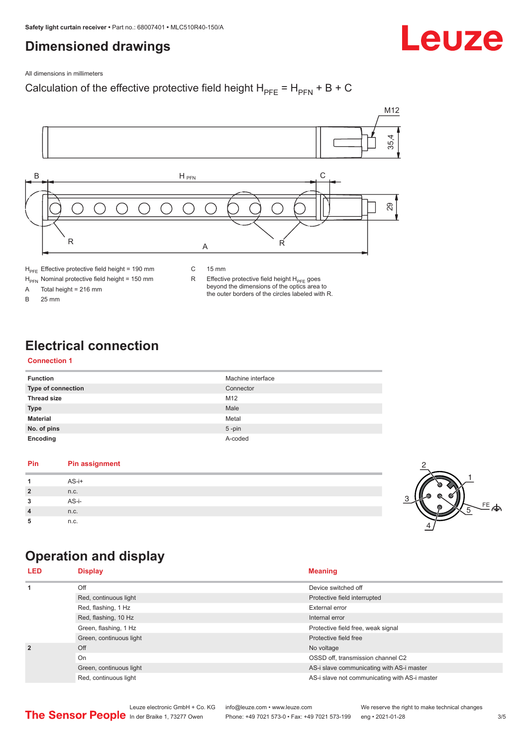# Dimensioned drawings

All dimensions in millimeters

Calculation of the effective protective field height $H_{PFE} = H_{PFN} + B + C$

$H_{PFE}$ Effective protective field height = 190 mm

$H_{PFN}$ Nominal protective field height = 150 mm

A Total height = 216 mm

B 25 mm

C 15 mm

R Effective protective field height $H_{PFE}$ goes beyond the dimensions of the optics area to the outer borders of the circles labeled with R.

# Electrical connection

## Connection 1

| | |
|---|---|
| **Function** | Machine interface |
| **Type of connection** | Connector |
| **Thread size** | M12 |
| **Type** | Male |
| **Material** | Metal |
| **No. of pins** | 5 -pin |
| **Encoding** | A-coded |

| Pin | Pin assignment |
|---|---|
| **1** | AS-i+ |
| **2** | n.c. |
| **3** | AS-i- |
| **4** | n.c. |
| **5** | n.c. |

# Operation and display

| LED | Display | Meaning |
|---|---|---|
| **1** | Off | Device switched off |
| | Red, continuous light | Protective field interrupted |
| | Red, flashing, 1 Hz | External error |
| | Red, flashing, 10 Hz | Internal error |
| | Green, flashing, 1 Hz | Protective field free, weak signal |
| | Green, continuous light | Protective field free |
| **2** | Off | No voltage |
| | On | OSSD off, transmission channel C2 |
| | Green, continuous light | AS-i slave communicating with AS-i master |
| | Red, continuous light | AS-i slave not communicating with AS-i master |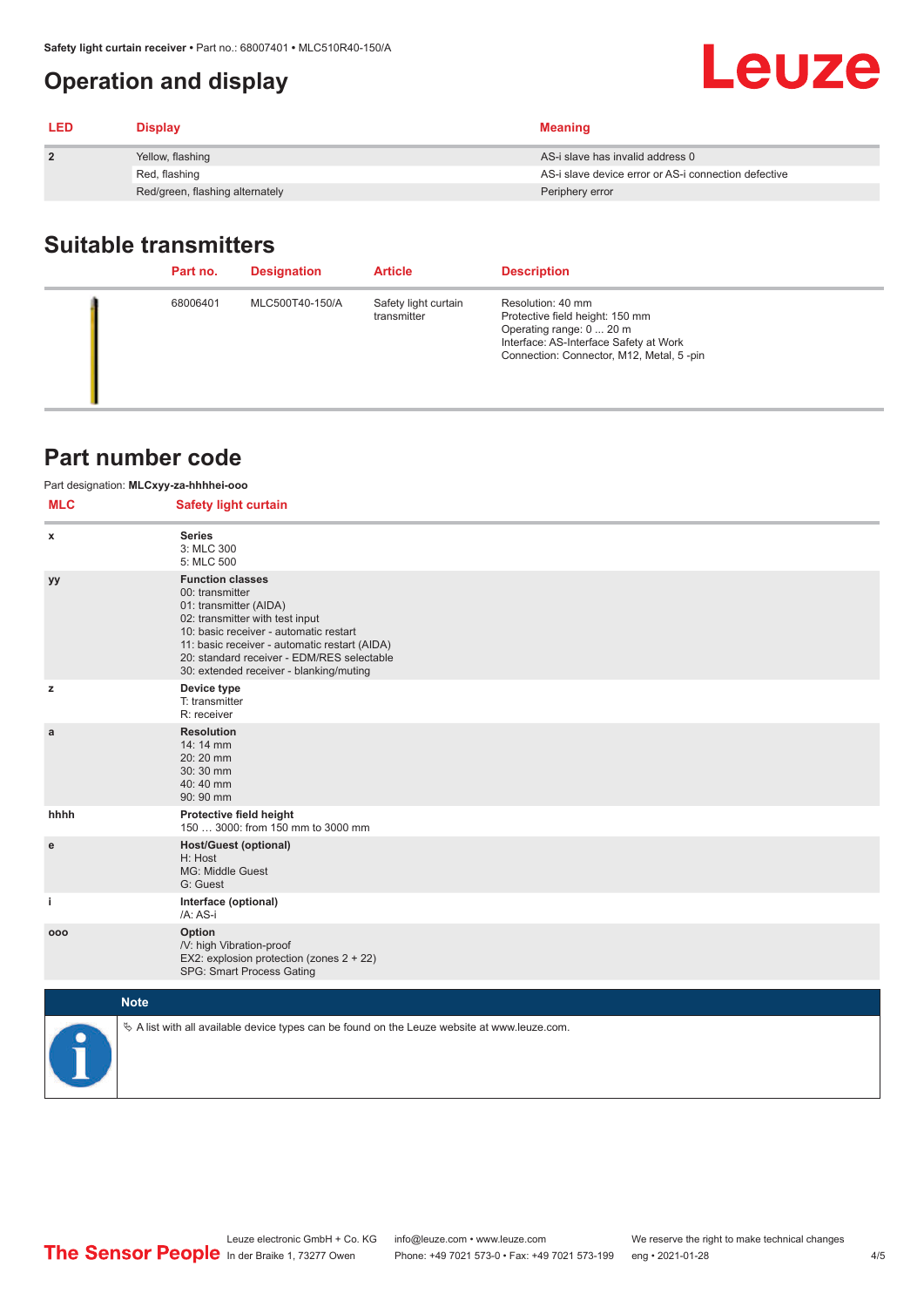# Operation and display

| LED | Display | Meaning |
|---|---|---|
| 2 | Yellow, flashing | AS-i slave has invalid address 0 |
| | Red, flashing | AS-i slave device error or AS-i connection defective |
| | Red/green, flashing alternately | Periphery error |

## Suitable transmitters

| Part no. | Designation | Article | Description |
|---|---|---|---|
| 68006401 | MLC500T40-150/A | Safety light curtain transmitter | Resolution: 40 mm<br>Protective field height: 150 mm<br>Operating range: 0 ... 20 m<br>Interface: AS-Interface Safety at Work<br>Connection: Connector, M12, Metal, 5 -pin |

## Part number code

Part designation: **MLCxyy-za-hhhhei-ooo**

| MLC | Safety light curtain |
|---|---|
| x | **Series**<br>3: MLC 300<br>5: MLC 500 |
| yy | **Function classes**<br>00: transmitter<br>01: transmitter (AIDA)<br>02: transmitter with test input<br>10: basic receiver - automatic restart<br>11: basic receiver - automatic restart (AIDA)<br>20: standard receiver - EDM/RES selectable<br>30: extended receiver - blanking/muting |
| z | **Device type**<br>T: transmitter<br>R: receiver |
| a | **Resolution**<br>14: 14 mm<br>20: 20 mm<br>30: 30 mm<br>40: 40 mm<br>90: 90 mm |
| hhhh | **Protective field height**<br>150 … 3000: from 150 mm to 3000 mm |
| e | **Host/Guest (optional)**<br>H: Host<br>MG: Middle Guest<br>G: Guest |
| i | **Interface (optional)**<br>/A: AS-i |
| ooo | **Option**<br>/V: high Vibration-proof<br>EX2: explosion protection (zones 2 + 22)<br>SPG: Smart Process Gating |

**Note**

↳ A list with all available device types can be found on the Leuze website at www.leuze.com.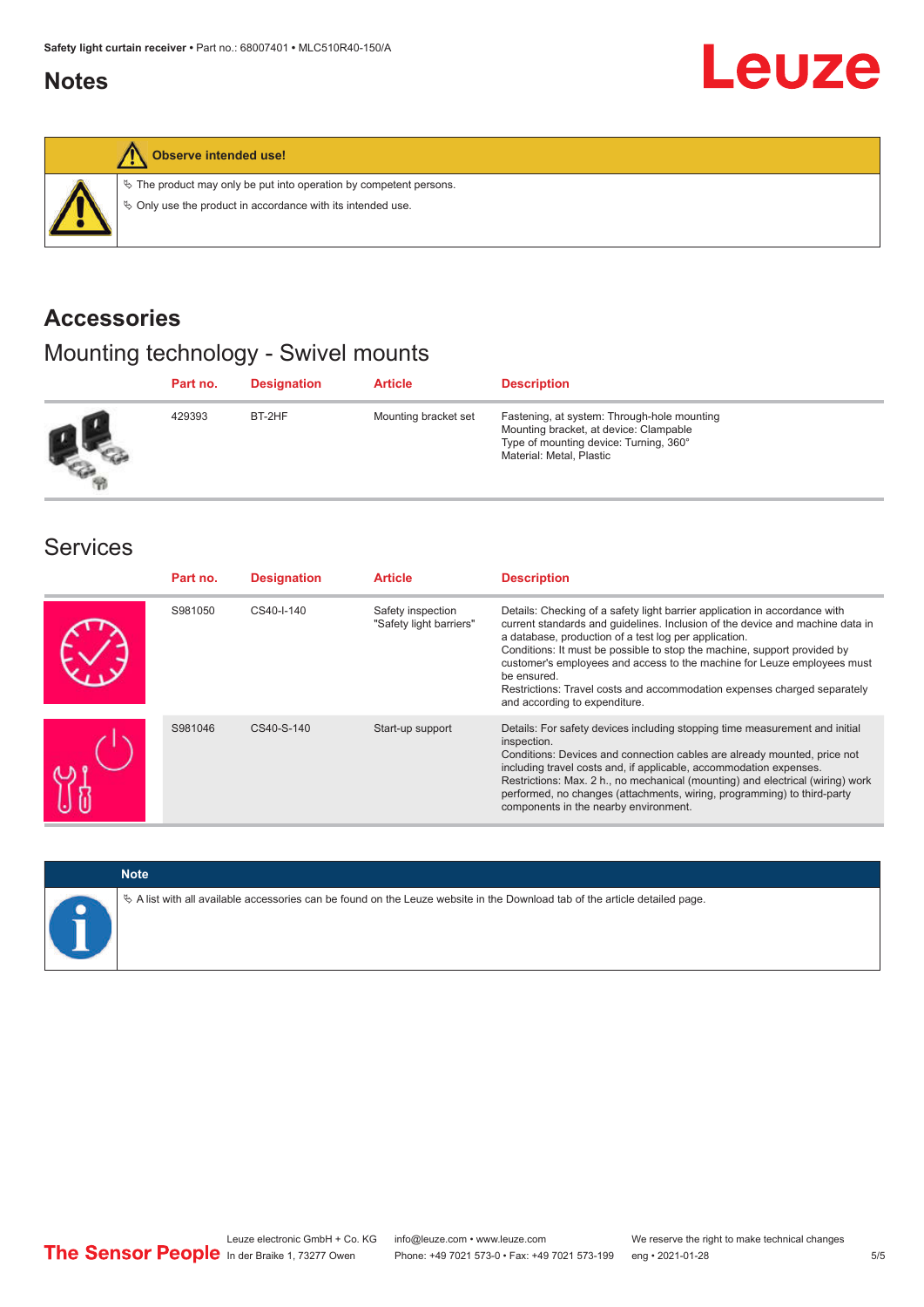## Notes

**Observe intended use!**

- ✎ The product may only be put into operation by competent persons.
- ✎ Only use the product in accordance with its intended use.

## Accessories

### Mounting technology - Swivel mounts

| | Part no. | Designation | Article | Description |
|---|---|---|---|---|
| | 429393 | BT-2HF | Mounting bracket set | Fastening, at system: Through-hole mounting<br>Mounting bracket, at device: Clampable<br>Type of mounting device: Turning, 360°<br>Material: Metal, Plastic |

### Services

| | Part no. | Designation | Article | Description |
|---|---|---|---|---|
| | S981050 | CS40-I-140 | Safety inspection "Safety light barriers" | Details: Checking of a safety light barrier application in accordance with current standards and guidelines. Inclusion of the device and machine data in a database, production of a test log per application.<br>Conditions: It must be possible to stop the machine, support provided by customer's employees and access to the machine for Leuze employees must be ensured.<br>Restrictions: Travel costs and accommodation expenses charged separately and according to expenditure. |
| | S981046 | CS40-S-140 | Start-up support | Details: For safety devices including stopping time measurement and initial inspection.<br>Conditions: Devices and connection cables are already mounted, price not including travel costs and, if applicable, accommodation expenses.<br>Restrictions: Max. 2 h., no mechanical (mounting) and electrical (wiring) work performed, no changes (attachments, wiring, programming) to third-party components in the nearby environment. |

**Note**

- ✎ A list with all available accessories can be found on the Leuze website in the Download tab of the article detailed page.